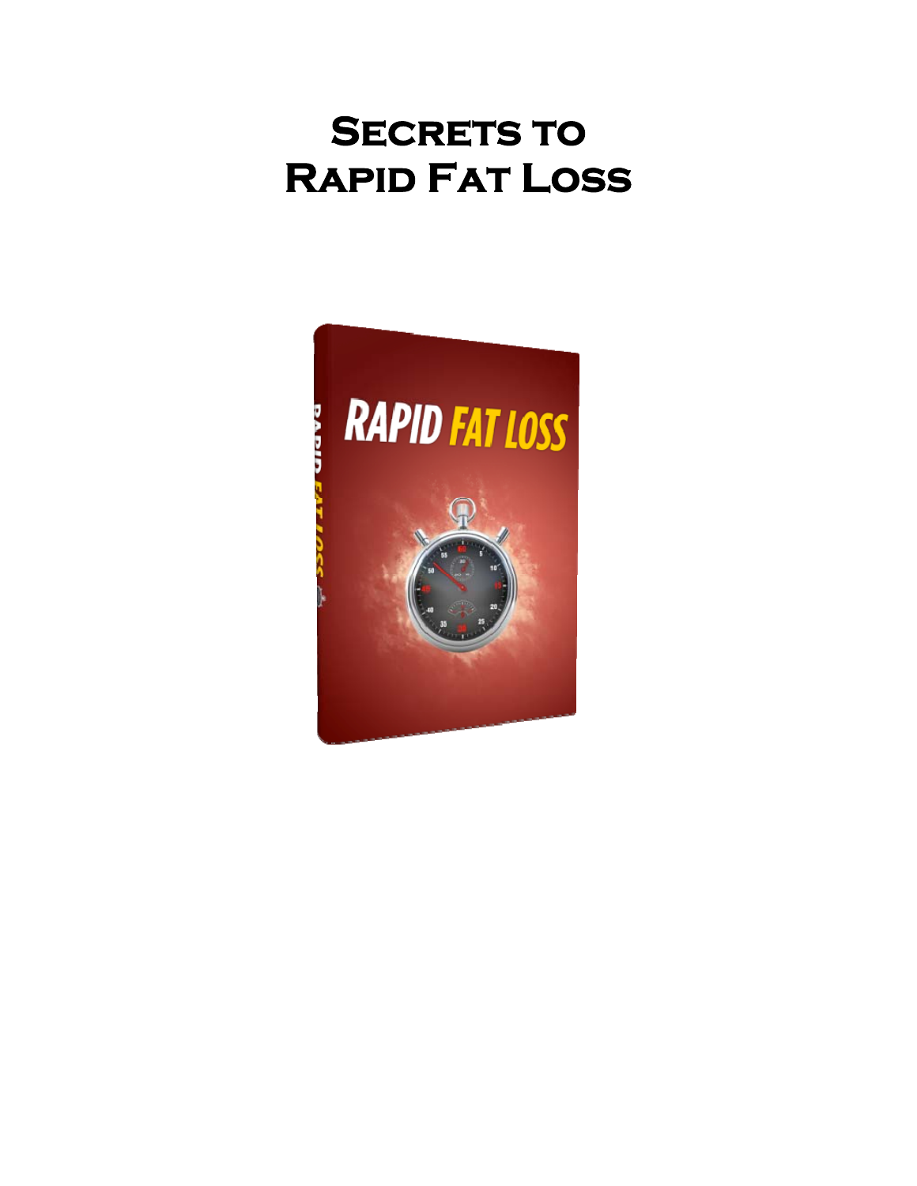# Secrets to Rapid Fat Loss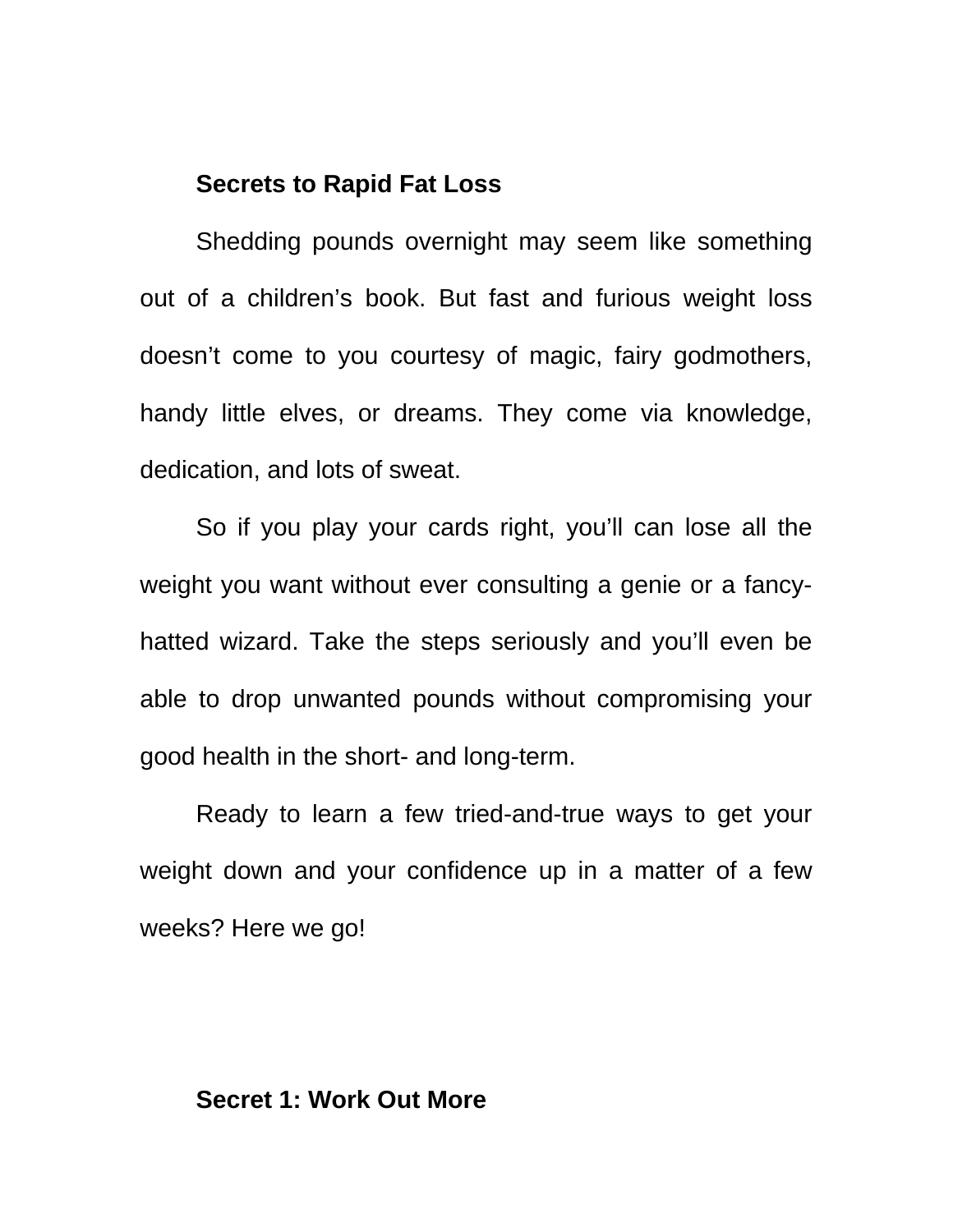## Secrets to Rapid Fat Loss

Shedding pounds overnight may seem like something out of a children's book. But fast and furious weight loss doesn't come to you courtesy of magic, fairy godmothers, handy little elves, or dreams. They come via knowledge, dedication, and lots of sweat.

So if you play your cards right, you'll can lose all the weight you want without ever consulting a genie or a fancy-hatted wizard. Take the steps seriously and you'll even be able to drop unwanted pounds without compromising your good health in the short- and long-term.

Ready to learn a few tried-and-true ways to get your weight down and your confidence up in a matter of a few weeks? Here we go!

### Secret 1: Work Out More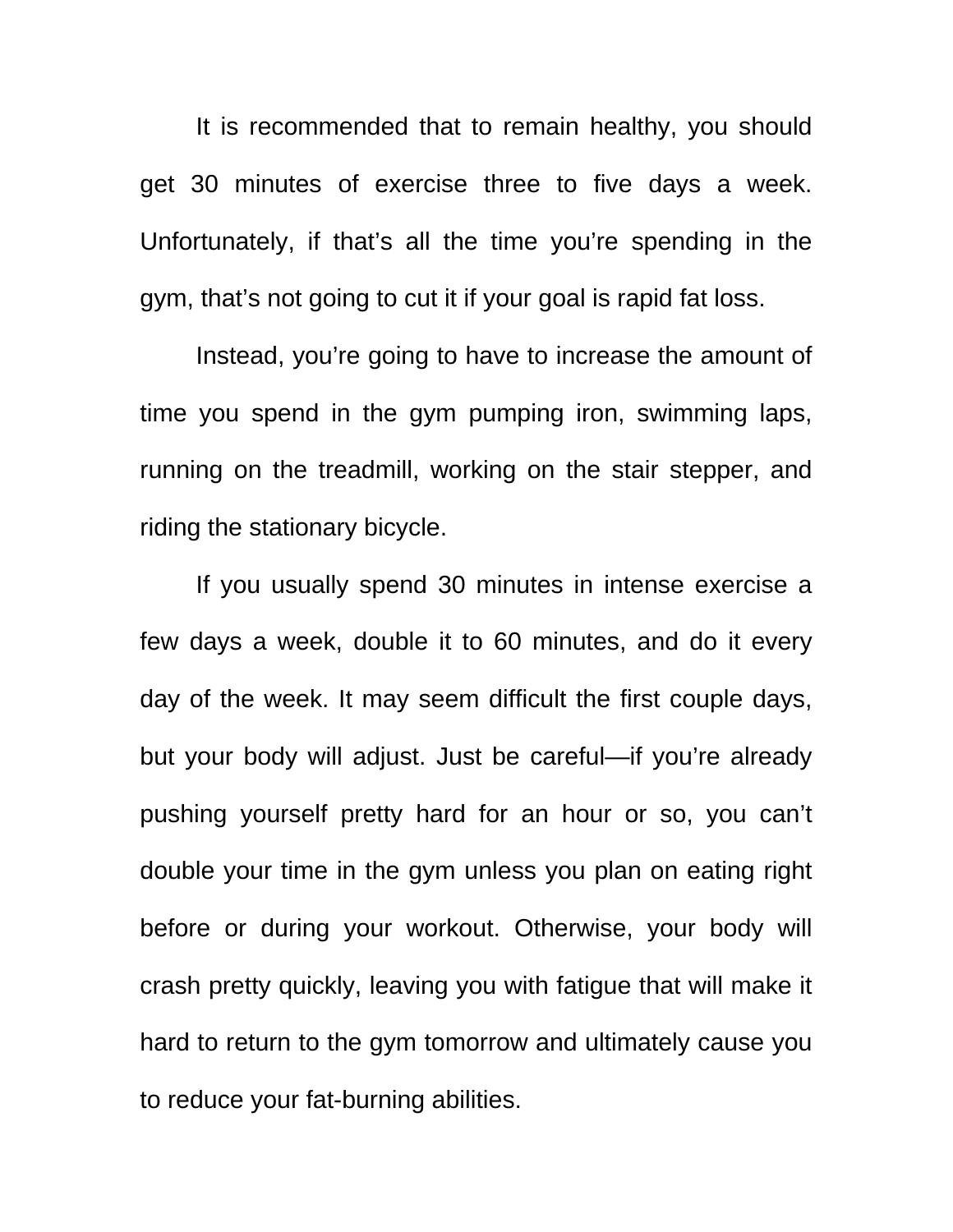It is recommended that to remain healthy, you should get 30 minutes of exercise three to five days a week. Unfortunately, if that's all the time you're spending in the gym, that's not going to cut it if your goal is rapid fat loss.

Instead, you're going to have to increase the amount of time you spend in the gym pumping iron, swimming laps, running on the treadmill, working on the stair stepper, and riding the stationary bicycle.

If you usually spend 30 minutes in intense exercise a few days a week, double it to 60 minutes, and do it every day of the week. It may seem difficult the first couple days, but your body will adjust. Just be careful—if you're already pushing yourself pretty hard for an hour or so, you can't double your time in the gym unless you plan on eating right before or during your workout. Otherwise, your body will crash pretty quickly, leaving you with fatigue that will make it hard to return to the gym tomorrow and ultimately cause you to reduce your fat-burning abilities.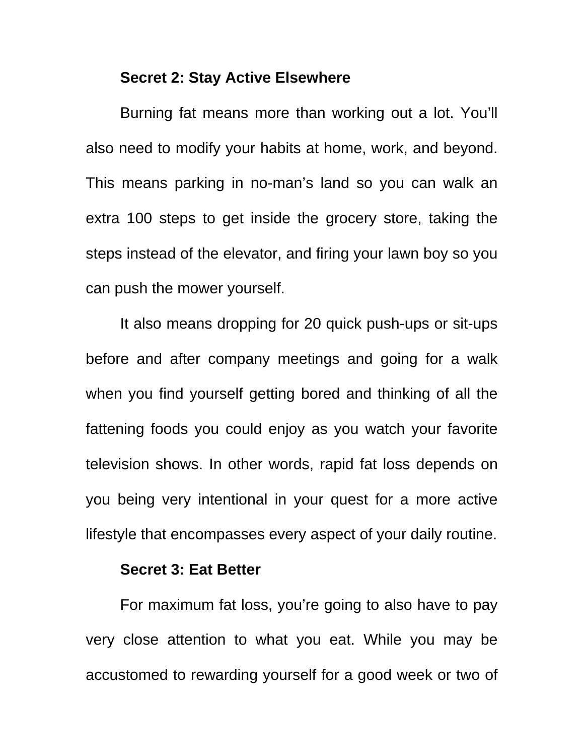**Secret 2: Stay Active Elsewhere**

Burning fat means more than working out a lot. You'll also need to modify your habits at home, work, and beyond. This means parking in no-man's land so you can walk an extra 100 steps to get inside the grocery store, taking the steps instead of the elevator, and firing your lawn boy so you can push the mower yourself.

It also means dropping for 20 quick push-ups or sit-ups before and after company meetings and going for a walk when you find yourself getting bored and thinking of all the fattening foods you could enjoy as you watch your favorite television shows. In other words, rapid fat loss depends on you being very intentional in your quest for a more active lifestyle that encompasses every aspect of your daily routine.

**Secret 3: Eat Better**

For maximum fat loss, you're going to also have to pay very close attention to what you eat. While you may be accustomed to rewarding yourself for a good week or two of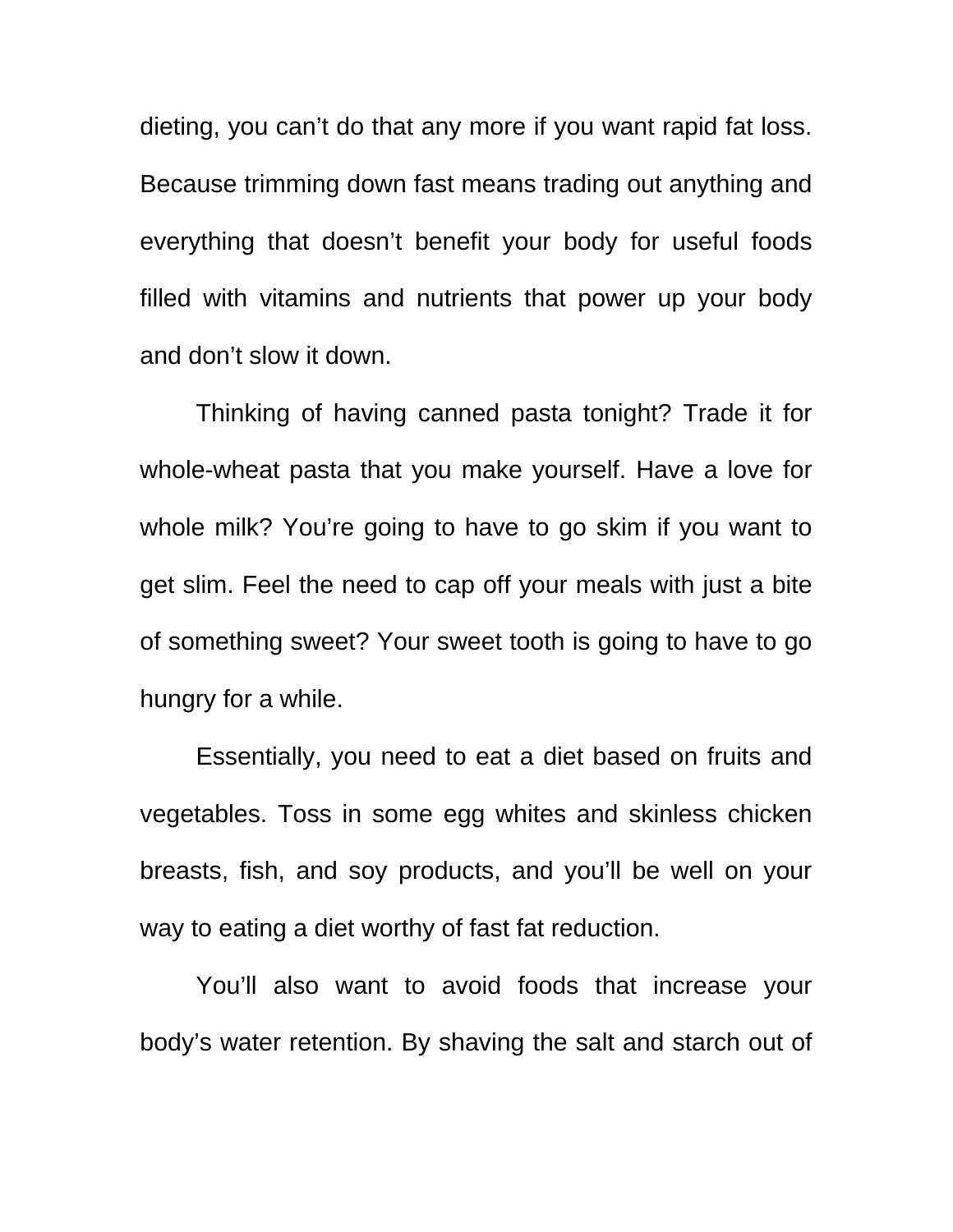dieting, you can't do that any more if you want rapid fat loss. Because trimming down fast means trading out anything and everything that doesn't benefit your body for useful foods filled with vitamins and nutrients that power up your body and don't slow it down.

Thinking of having canned pasta tonight? Trade it for whole-wheat pasta that you make yourself. Have a love for whole milk? You're going to have to go skim if you want to get slim. Feel the need to cap off your meals with just a bite of something sweet? Your sweet tooth is going to have to go hungry for a while.

Essentially, you need to eat a diet based on fruits and vegetables. Toss in some egg whites and skinless chicken breasts, fish, and soy products, and you'll be well on your way to eating a diet worthy of fast fat reduction.

You'll also want to avoid foods that increase your body's water retention. By shaving the salt and starch out of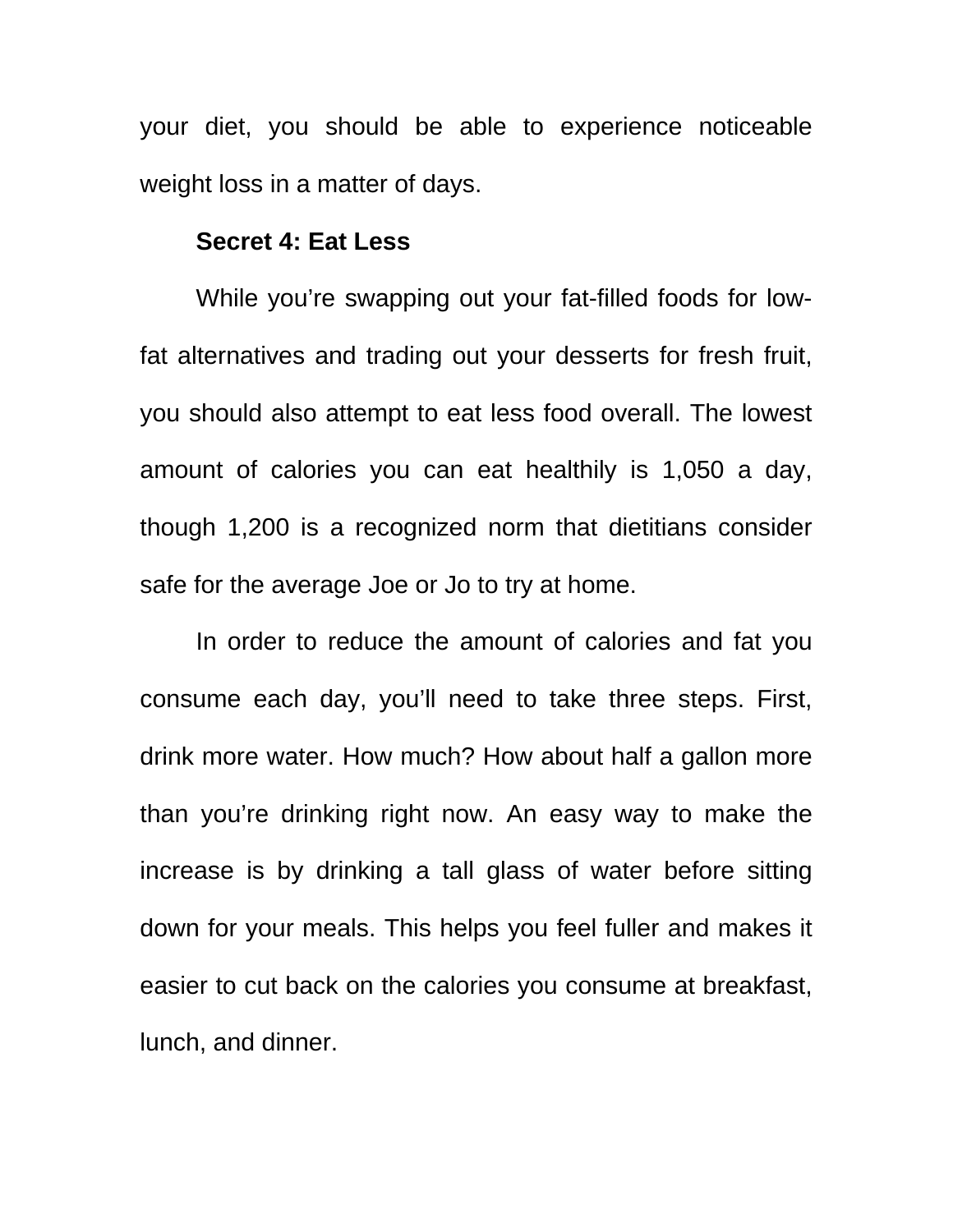your diet, you should be able to experience noticeable weight loss in a matter of days.

**Secret 4: Eat Less**

While you're swapping out your fat-filled foods for low-fat alternatives and trading out your desserts for fresh fruit, you should also attempt to eat less food overall. The lowest amount of calories you can eat healthily is 1,050 a day, though 1,200 is a recognized norm that dietitians consider safe for the average Joe or Jo to try at home.

In order to reduce the amount of calories and fat you consume each day, you'll need to take three steps. First, drink more water. How much? How about half a gallon more than you're drinking right now. An easy way to make the increase is by drinking a tall glass of water before sitting down for your meals. This helps you feel fuller and makes it easier to cut back on the calories you consume at breakfast, lunch, and dinner.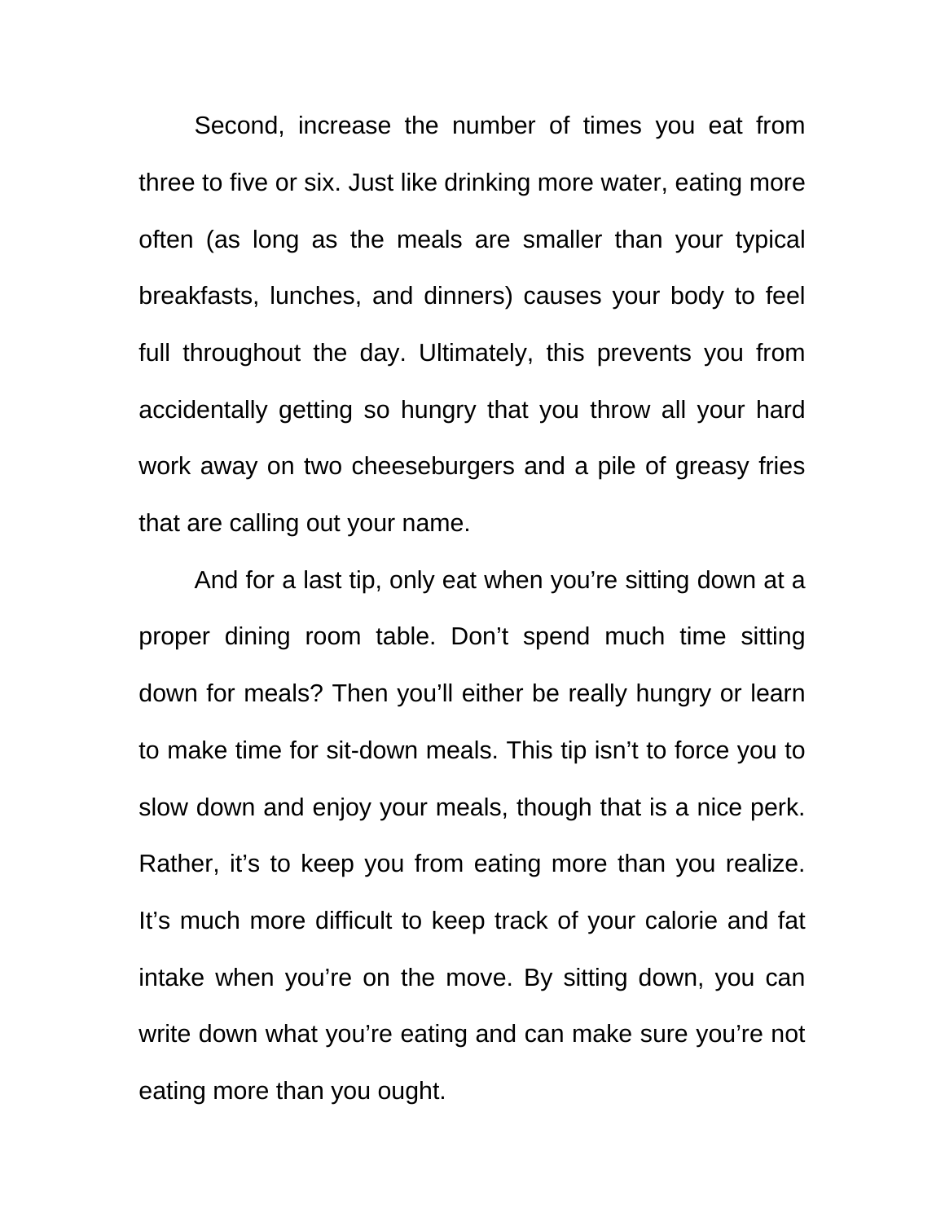Second, increase the number of times you eat from three to five or six. Just like drinking more water, eating more often (as long as the meals are smaller than your typical breakfasts, lunches, and dinners) causes your body to feel full throughout the day. Ultimately, this prevents you from accidentally getting so hungry that you throw all your hard work away on two cheeseburgers and a pile of greasy fries that are calling out your name.

And for a last tip, only eat when you're sitting down at a proper dining room table. Don't spend much time sitting down for meals? Then you'll either be really hungry or learn to make time for sit-down meals. This tip isn't to force you to slow down and enjoy your meals, though that is a nice perk. Rather, it's to keep you from eating more than you realize. It's much more difficult to keep track of your calorie and fat intake when you're on the move. By sitting down, you can write down what you're eating and can make sure you're not eating more than you ought.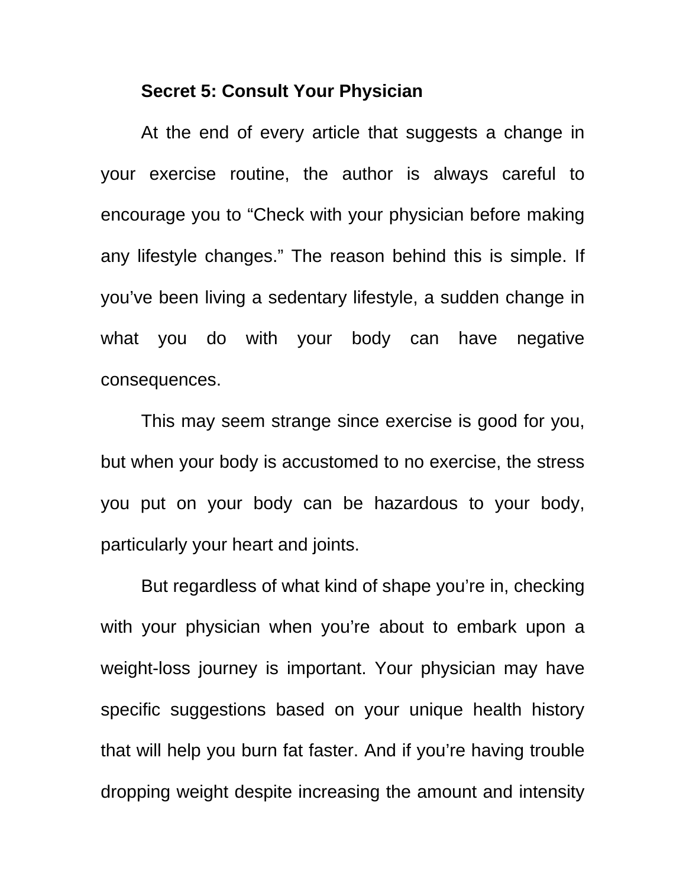**Secret 5: Consult Your Physician**

At the end of every article that suggests a change in your exercise routine, the author is always careful to encourage you to “Check with your physician before making any lifestyle changes.” The reason behind this is simple. If you’ve been living a sedentary lifestyle, a sudden change in what you do with your body can have negative consequences.

This may seem strange since exercise is good for you, but when your body is accustomed to no exercise, the stress you put on your body can be hazardous to your body, particularly your heart and joints.

But regardless of what kind of shape you’re in, checking with your physician when you’re about to embark upon a weight-loss journey is important. Your physician may have specific suggestions based on your unique health history that will help you burn fat faster. And if you’re having trouble dropping weight despite increasing the amount and intensity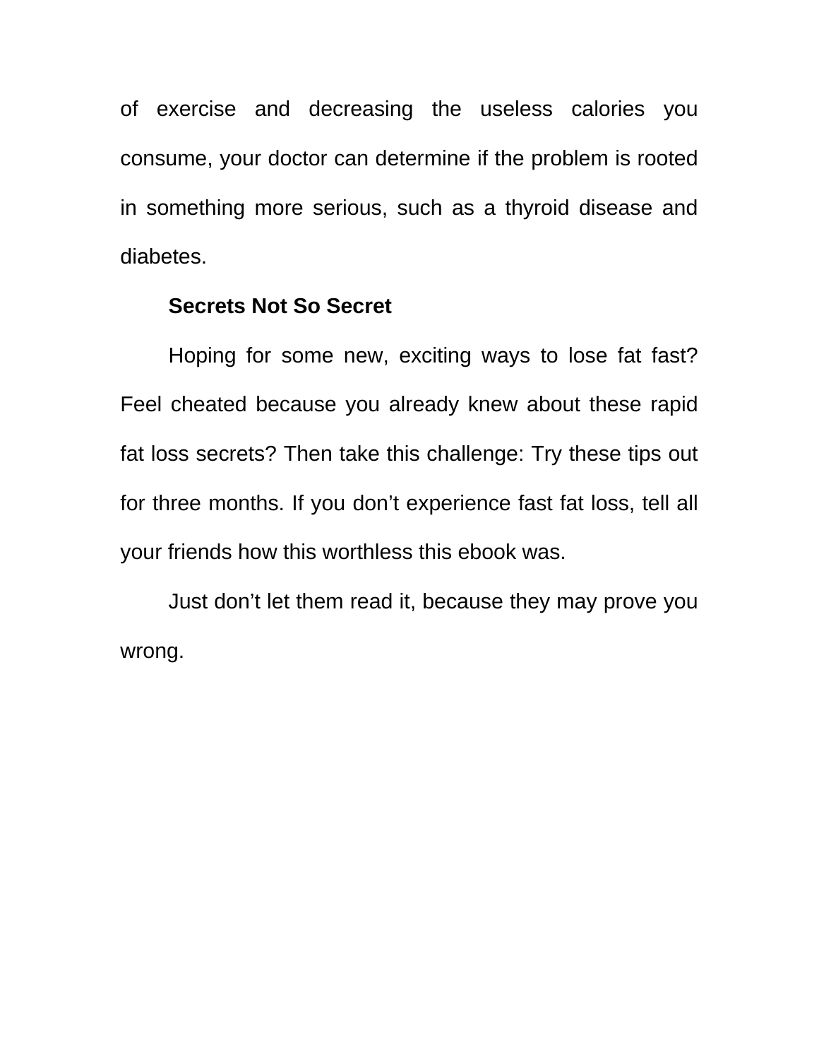of exercise and decreasing the useless calories you consume, your doctor can determine if the problem is rooted in something more serious, such as a thyroid disease and diabetes.

**Secrets Not So Secret**

Hoping for some new, exciting ways to lose fat fast? Feel cheated because you already knew about these rapid fat loss secrets? Then take this challenge: Try these tips out for three months. If you don't experience fast fat loss, tell all your friends how this worthless this ebook was.

Just don't let them read it, because they may prove you wrong.